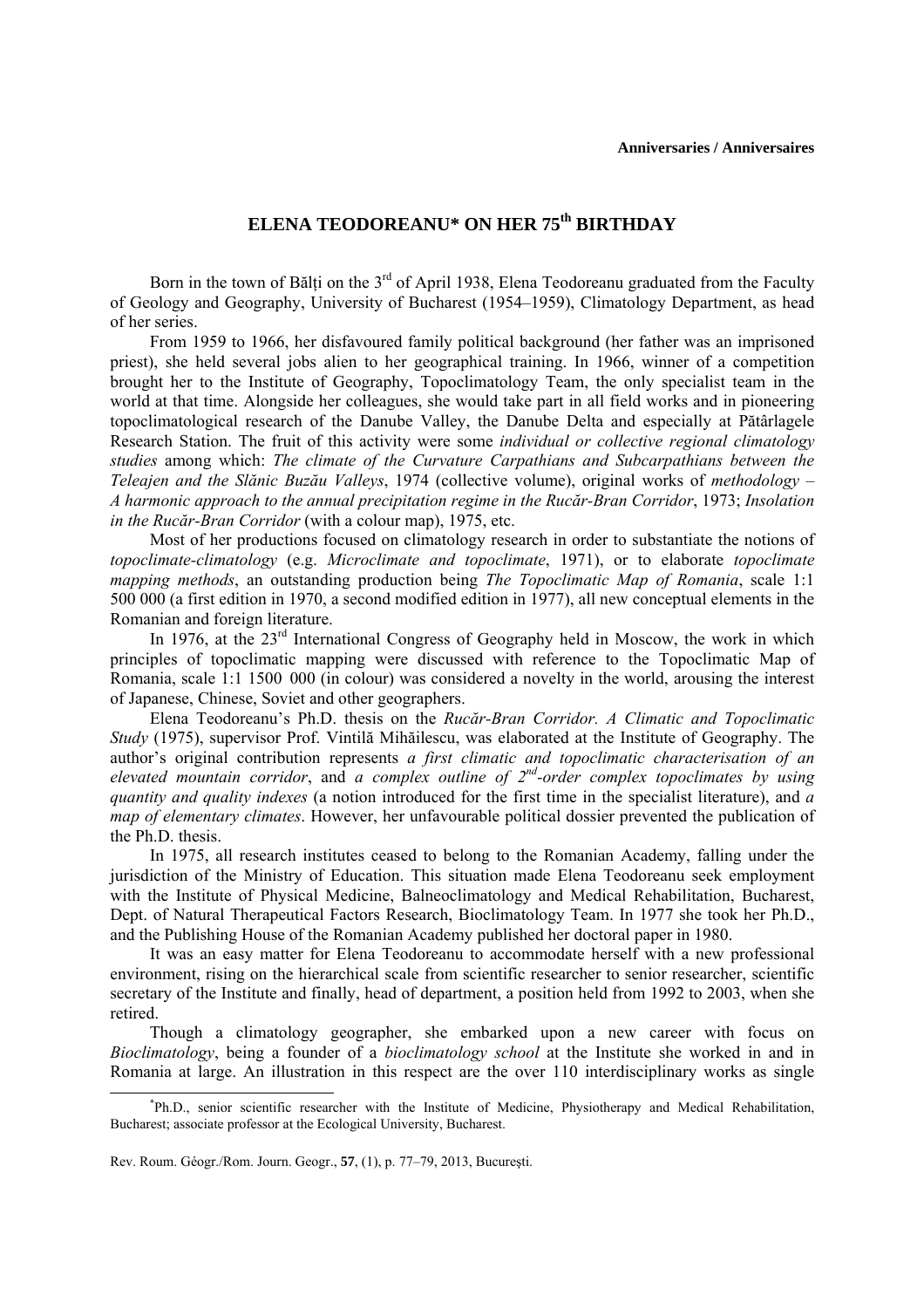**Anniversaries / Anniversaires**

# ELENA TEODOREANU* ON HER 75th BIRTHDAY

Born in the town of Bălți on the 3rd of April 1938, Elena Teodoreanu graduated from the Faculty of Geology and Geography, University of Bucharest (1954–1959), Climatology Department, as head of her series.

From 1959 to 1966, her disfavoured family political background (her father was an imprisoned priest), she held several jobs alien to her geographical training. In 1966, winner of a competition brought her to the Institute of Geography, Topoclimatology Team, the only specialist team in the world at that time. Alongside her colleagues, she would take part in all field works and in pioneering topoclimatological research of the Danube Valley, the Danube Delta and especially at Pătârlagele Research Station. The fruit of this activity were some *individual or collective regional climatology studies* among which: *The climate of the Curvature Carpathians and Subcarpathians between the Teleajen and the Slănic Buzău Valleys*, 1974 (collective volume), original works of *methodology – A harmonic approach to the annual precipitation regime in the Rucăr-Bran Corridor*, 1973; *Insolation in the Rucăr-Bran Corridor* (with a colour map), 1975, etc.

Most of her productions focused on climatology research in order to substantiate the notions of *topoclimate-climatology* (e.g. *Microclimate and topoclimate*, 1971), or to elaborate *topoclimate mapping methods*, an outstanding production being *The Topoclimatic Map of Romania*, scale 1:1 500 000 (a first edition in 1970, a second modified edition in 1977), all new conceptual elements in the Romanian and foreign literature.

In 1976, at the 23rd International Congress of Geography held in Moscow, the work in which principles of topoclimatic mapping were discussed with reference to the Topoclimatic Map of Romania, scale 1:1 1500 000 (in colour) was considered a novelty in the world, arousing the interest of Japanese, Chinese, Soviet and other geographers.

Elena Teodoreanu's Ph.D. thesis on the *Rucăr-Bran Corridor. A Climatic and Topoclimatic Study* (1975), supervisor Prof. Vintilă Mihăilescu, was elaborated at the Institute of Geography. The author's original contribution represents *a first climatic and topoclimatic characterisation of an elevated mountain corridor*, and *a complex outline of 2nd-order complex topoclimates by using quantity and quality indexes* (a notion introduced for the first time in the specialist literature), and *a map of elementary climates*. However, her unfavourable political dossier prevented the publication of the Ph.D. thesis.

In 1975, all research institutes ceased to belong to the Romanian Academy, falling under the jurisdiction of the Ministry of Education. This situation made Elena Teodoreanu seek employment with the Institute of Physical Medicine, Balneoclimatology and Medical Rehabilitation, Bucharest, Dept. of Natural Therapeutical Factors Research, Bioclimatology Team. In 1977 she took her Ph.D., and the Publishing House of the Romanian Academy published her doctoral paper in 1980.

It was an easy matter for Elena Teodoreanu to accommodate herself with a new professional environment, rising on the hierarchical scale from scientific researcher to senior researcher, scientific secretary of the Institute and finally, head of department, a position held from 1992 to 2003, when she retired.

Though a climatology geographer, she embarked upon a new career with focus on *Bioclimatology*, being a founder of a *bioclimatology school* at the Institute she worked in and in Romania at large. An illustration in this respect are the over 110 interdisciplinary works as single

---

*Ph.D., senior scientific researcher with the Institute of Medicine, Physiotherapy and Medical Rehabilitation, Bucharest; associate professor at the Ecological University, Bucharest.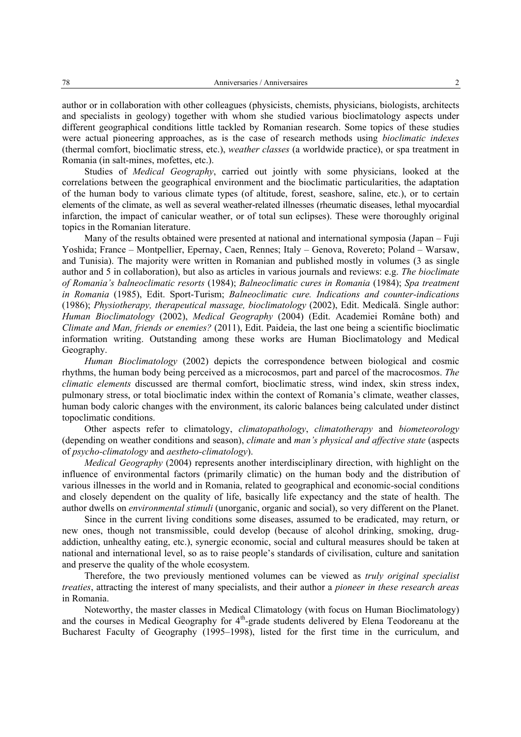author or in collaboration with other colleagues (physicists, chemists, physicians, biologists, architects and specialists in geology) together with whom she studied various bioclimatology aspects under different geographical conditions little tackled by Romanian research. Some topics of these studies were actual pioneering approaches, as is the case of research methods using *bioclimatic indexes* (thermal comfort, bioclimatic stress, etc.), *weather classes* (a worldwide practice), or spa treatment in Romania (in salt-mines, mofettes, etc.).

Studies of *Medical Geography*, carried out jointly with some physicians, looked at the correlations between the geographical environment and the bioclimatic particularities, the adaptation of the human body to various climate types (of altitude, forest, seashore, saline, etc.), or to certain elements of the climate, as well as several weather-related illnesses (rheumatic diseases, lethal myocardial infarction, the impact of canicular weather, or of total sun eclipses). These were thoroughly original topics in the Romanian literature.

Many of the results obtained were presented at national and international symposia (Japan – Fuji Yoshida; France – Montpellier, Epernay, Caen, Rennes; Italy – Genova, Rovereto; Poland – Warsaw, and Tunisia). The majority were written in Romanian and published mostly in volumes (3 as single author and 5 in collaboration), but also as articles in various journals and reviews: e.g. *The bioclimate of Romania's balneoclimatic resorts* (1984); *Balneoclimatic cures in Romania* (1984); *Spa treatment in Romania* (1985), Edit. Sport-Turism; *Balneoclimatic cure. Indications and counter-indications* (1986); *Physiotherapy, therapeutical massage, bioclimatology* (2002), Edit. Medicală. Single author: *Human Bioclimatology* (2002), *Medical Geography* (2004) (Edit. Academiei Române both) and *Climate and Man, friends or enemies?* (2011), Edit. Paideia, the last one being a scientific bioclimatic information writing. Outstanding among these works are Human Bioclimatology and Medical Geography.

*Human Bioclimatology* (2002) depicts the correspondence between biological and cosmic rhythms, the human body being perceived as a microcosmos, part and parcel of the macrocosmos. *The climatic elements* discussed are thermal comfort, bioclimatic stress, wind index, skin stress index, pulmonary stress, or total bioclimatic index within the context of Romania's climate, weather classes, human body caloric changes with the environment, its caloric balances being calculated under distinct topoclimatic conditions.

Other aspects refer to climatology, *climatopathology*, *climatotherapy* and *biometeorology* (depending on weather conditions and season), *climate* and *man's physical and affective state* (aspects of *psycho-climatology* and *aestheto-climatology*).

*Medical Geography* (2004) represents another interdisciplinary direction, with highlight on the influence of environmental factors (primarily climatic) on the human body and the distribution of various illnesses in the world and in Romania, related to geographical and economic-social conditions and closely dependent on the quality of life, basically life expectancy and the state of health. The author dwells on *environmental stimuli* (unorganic, organic and social), so very different on the Planet.

Since in the current living conditions some diseases, assumed to be eradicated, may return, or new ones, though not transmissible, could develop (because of alcohol drinking, smoking, drug-addiction, unhealthy eating, etc.), synergic economic, social and cultural measures should be taken at national and international level, so as to raise people's standards of civilisation, culture and sanitation and preserve the quality of the whole ecosystem.

Therefore, the two previously mentioned volumes can be viewed as *truly original specialist treaties*, attracting the interest of many specialists, and their author a *pioneer in these research areas* in Romania.

Noteworthy, the master classes in Medical Climatology (with focus on Human Bioclimatology) and the courses in Medical Geography for 4th-grade students delivered by Elena Teodoreanu at the Bucharest Faculty of Geography (1995–1998), listed for the first time in the curriculum, and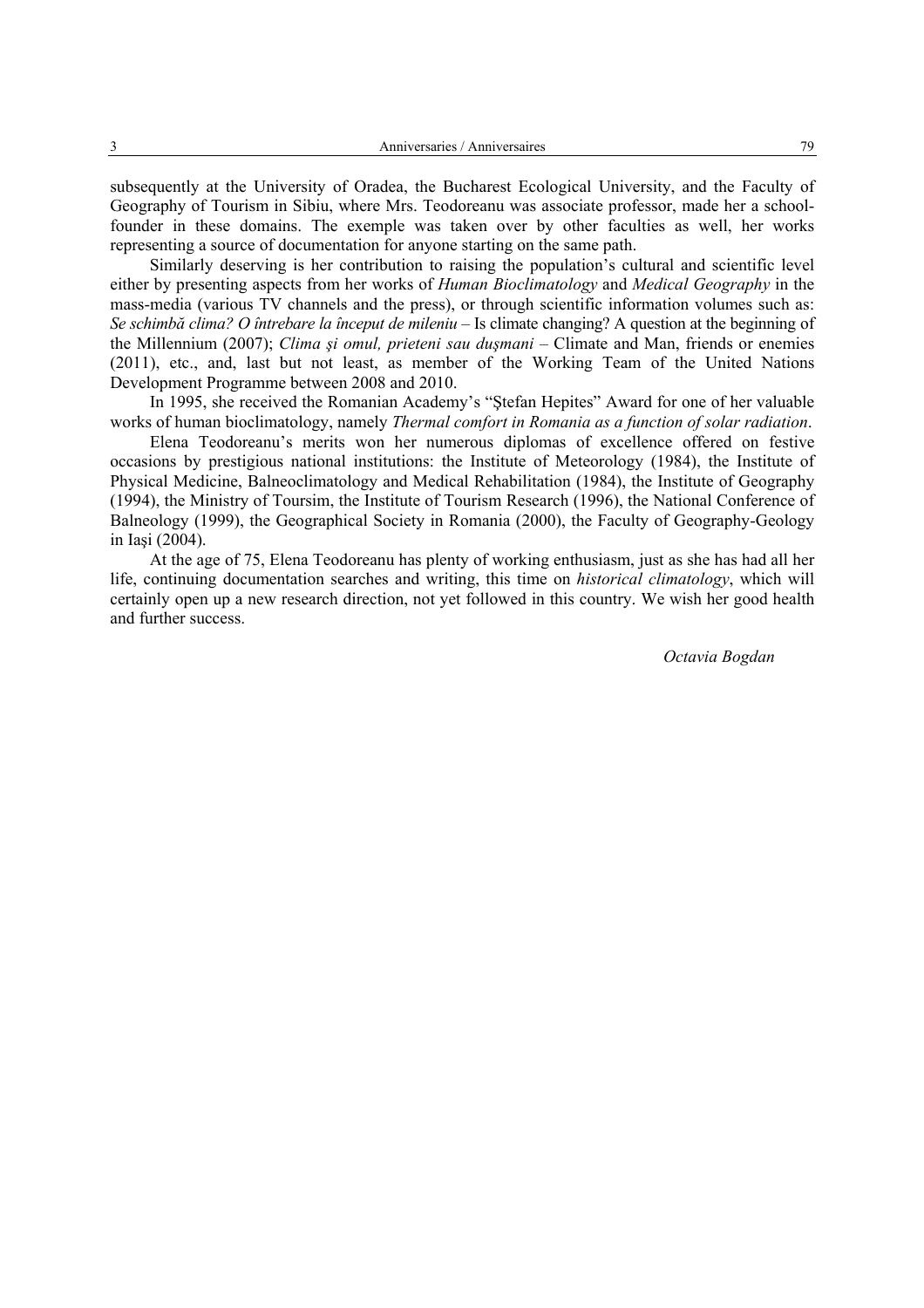subsequently at the University of Oradea, the Bucharest Ecological University, and the Faculty of Geography of Tourism in Sibiu, where Mrs. Teodoreanu was associate professor, made her a school-founder in these domains. The exemple was taken over by other faculties as well, her works representing a source of documentation for anyone starting on the same path.

Similarly deserving is her contribution to raising the population's cultural and scientific level either by presenting aspects from her works of *Human Bioclimatology* and *Medical Geography* in the mass-media (various TV channels and the press), or through scientific information volumes such as: *Se schimbă clima? O întrebare la început de mileniu* – Is climate changing? A question at the beginning of the Millennium (2007); *Clima şi omul, prieteni sau duşmani* – Climate and Man, friends or enemies (2011), etc., and, last but not least, as member of the Working Team of the United Nations Development Programme between 2008 and 2010.

In 1995, she received the Romanian Academy's "Ştefan Hepites" Award for one of her valuable works of human bioclimatology, namely *Thermal comfort in Romania as a function of solar radiation*.

Elena Teodoreanu's merits won her numerous diplomas of excellence offered on festive occasions by prestigious national institutions: the Institute of Meteorology (1984), the Institute of Physical Medicine, Balneoclimatology and Medical Rehabilitation (1984), the Institute of Geography (1994), the Ministry of Toursim, the Institute of Tourism Research (1996), the National Conference of Balneology (1999), the Geographical Society in Romania (2000), the Faculty of Geography-Geology in Iaşi (2004).

At the age of 75, Elena Teodoreanu has plenty of working enthusiasm, just as she has had all her life, continuing documentation searches and writing, this time on *historical climatology*, which will certainly open up a new research direction, not yet followed in this country. We wish her good health and further success.

*Octavia Bogdan*